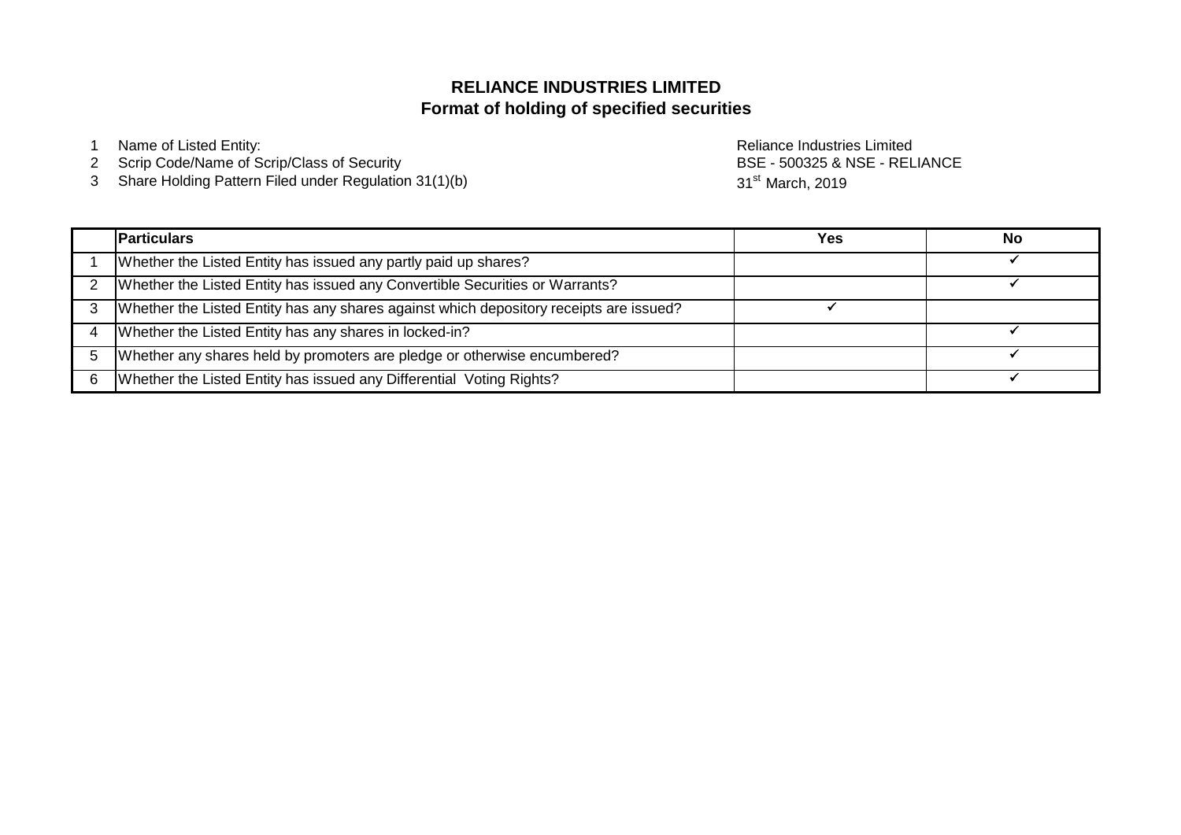# RELIANCE INDUSTRIES LIMITED
## Format of holding of specified securities

1. Name of Listed Entity: Reliance Industries Limited
2. Scrip Code/Name of Scrip/Class of Security: BSE - 500325 & NSE - RELIANCE
3. Share Holding Pattern Filed under Regulation 31(1)(b): 31st March, 2019

| | Particulars | Yes | No |
|---|---|---|---|
| 1 | Whether the Listed Entity has issued any partly paid up shares? | | ✓ |
| 2 | Whether the Listed Entity has issued any Convertible Securities or Warrants? | | ✓ |
| 3 | Whether the Listed Entity has any shares against which depository receipts are issued? | ✓ | |
| 4 | Whether the Listed Entity has any shares in locked-in? | | ✓ |
| 5 | Whether any shares held by promoters are pledge or otherwise encumbered? | | ✓ |
| 6 | Whether the Listed Entity has issued any Differential Voting Rights? | | ✓ |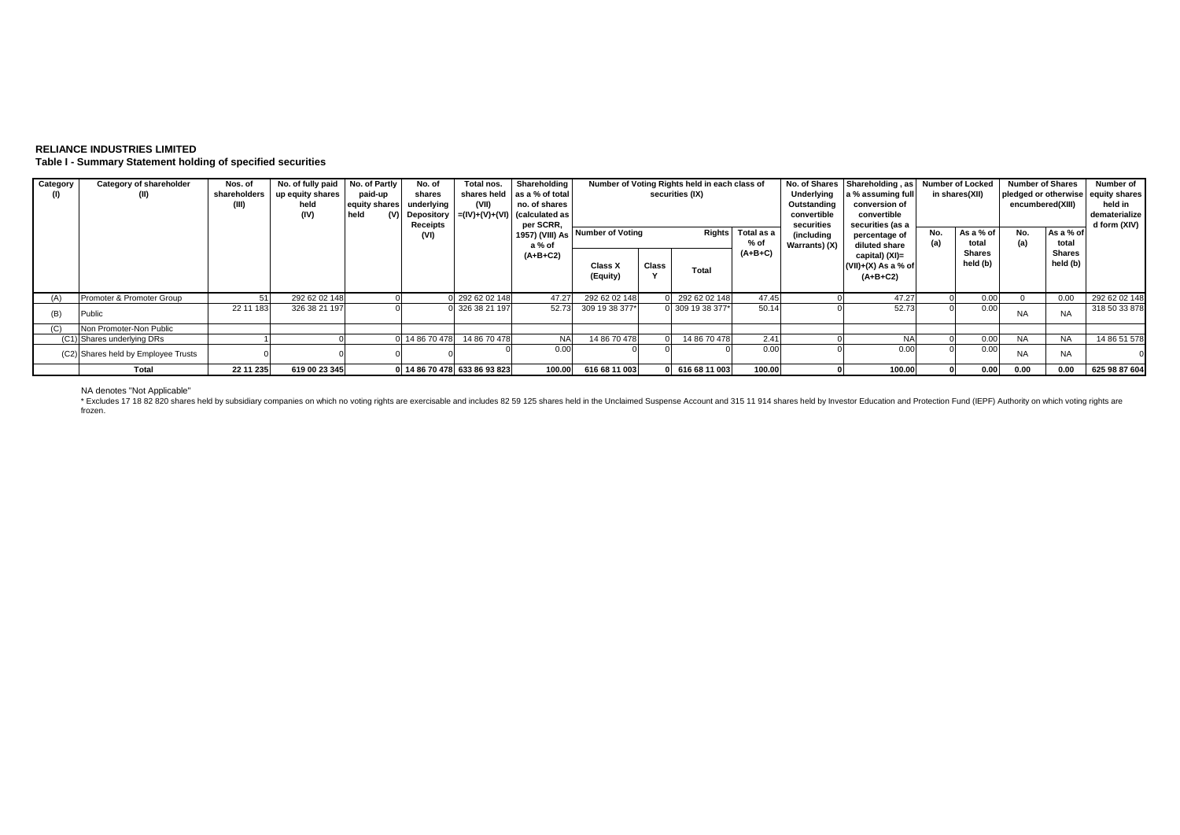**RELIANCE INDUSTRIES LIMITED**

**Table I - Summary Statement holding of specified securities**

| Category (I) | Category of shareholder (II) | Nos. of shareholders (III) | No. of fully paid up equity shares held (IV) | No. of Partly paid-up equity shares held (V) | No. of shares underlying Depository Receipts (VI) | Total nos. shares held (VII) =(IV)+(V)+(VI) | Shareholding as a % of total no. of shares (calculated as per SCRR, 1957) (VIII) As a % of (A+B+C2) | Number of Voting Rights held in each class of securities (IX) | | | | No. of Shares Underlying Outstanding convertible securities (including Warrants) (X) | Shareholding , as a % assuming full conversion of convertible securities (as a percentage of diluted share capital) (XI)= (VII)+(X) As a % of (A+B+C2) | Number of Locked in shares(XII) | | Number of Shares pledged or otherwise encumbered(XIII) | | Number of equity shares held in dematerialized form (XIV) |
|---|---|---|---|---|---|---|---|---|---|---|---|---|---|---|---|---|---|---|
| | | | | | | | | Number of Voting Rights | | | Total as a % of (A+B+C2) | | | No. (a) | As a % of total Shares held (b) | No. (a) | As a % of total Shares held (b) | |
| | | | | | | | | Class X (Equity) | Class Y | Total | | | | | | | | |
| (A) | Promoter & Promoter Group | 51 | 292 62 02 148 | 0 | 0 | 292 62 02 148 | 47.27 | 292 62 02 148 | 0 | 292 62 02 148 | 47.45 | 0 | 47.27 | 0 | 0.00 | 0 | 0.00 | 292 62 02 148 |
| (B) | Public | 22 11 183 | 326 38 21 197 | 0 | 0 | 326 38 21 197 | 52.73 | 309 19 38 377* | 0 | 309 19 38 377* | 50.14 | 0 | 52.73 | 0 | 0.00 | NA | NA | 318 50 33 878 |
| (C) | Non Promoter-Non Public | | | | | | | | | | | | | | | | | |
| (C1) | Shares underlying DRs | 1 | 0 | 0 | 14 86 70 478 | 14 86 70 478 | NA | 14 86 70 478 | 0 | 14 86 70 478 | 2.41 | 0 | NA | 0 | 0.00 | NA | NA | 14 86 51 578 |
| (C2) | Shares held by Employee Trusts | 0 | 0 | 0 | 0 | 0 | 0.00 | 0 | 0 | 0 | 0.00 | 0 | 0.00 | 0 | 0.00 | NA | NA | 0 |
| | **Total** | **22 11 235** | **619 00 23 345** | **0** | **14 86 70 478** | **633 86 93 823** | **100.00** | **616 68 11 003** | **0** | **616 68 11 003** | **100.00** | **0** | **100.00** | **0** | **0.00** | **0.00** | **0.00** | **625 98 87 604** |

NA denotes "Not Applicable"

* Excludes 17 18 82 820 shares held by subsidiary companies on which no voting rights are exercisable and includes 82 59 125 shares held in the Unclaimed Suspense Account and 315 11 914 shares held by Investor Education and Protection Fund (IEPF) Authority on which voting rights are frozen.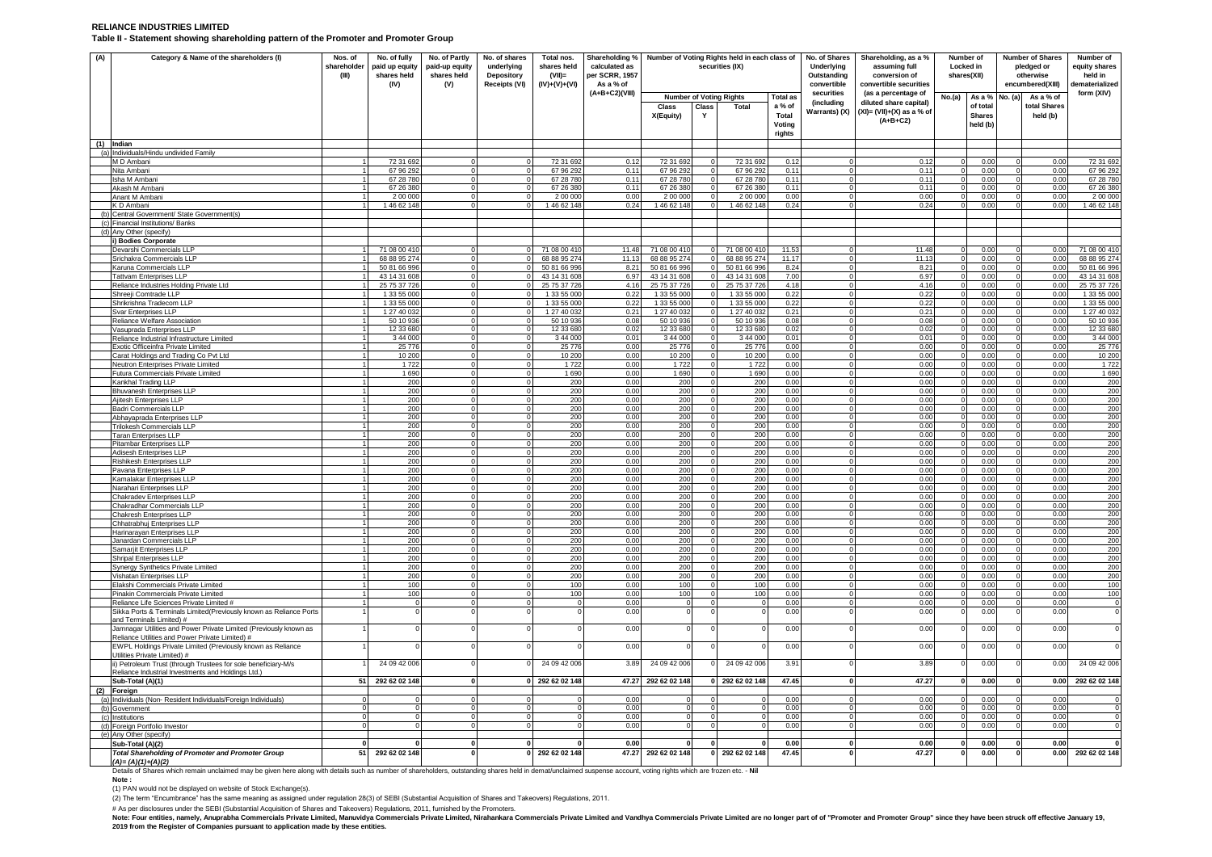**RELIANCE INDUSTRIES LIMITED**

**Table II - Statement showing shareholding pattern of the Promoter and Promoter Group**

| (A) | Category & Name of the shareholders (I) | Nos. of shareholder (III) | No. of fully paid up equity shares held (IV) | No. of Partly paid-up equity shares held (V) | No. of shares underlying Depository Receipts (VI) | Total nos. shares held (VII)= (IV)+(V)+(VI) | Shareholding % calculated as per SCRR, 1957 As a % of (A+B+C2)(VIII) | Number of Voting Rights held in each class of securities (IX) | | | | No. of Shares Underlying Outstanding convertible securities (including Warrants) (X) | Shareholding, as a % assuming full conversion of convertible securities (as a percentage of diluted share capital) (XI)= (VII)+(X) as a % of (A+B+C2) | Number of Locked in shares(XII) | | Number of Shares pledged or otherwise encumbered(XIII) | | Number of equity shares held in dematerialized form (XIV) |
|---|---|---|---|---|---|---|---|---|---|---|---|---|---|---|---|---|---|---|
| | | | | | | | | Number of Voting Rights | | | Total as a % of Total Voting rights | | | No.(a) | As a % of total Shares held (b) | No. (a) | As a % of total Shares held (b) | |
| | | | | | | | | Class X(Equity) | Class Y | Total | | | | | | | | |
| (1) | Indian | | | | | | | | | | | | | | | | | |
| (a) | Individuals/Hindu undivided Family | | | | | | | | | | | | | | | | | |
| | M D Ambani | 1 | 72 31 692 | 0 | 0 | 72 31 692 | 0.12 | 72 31 692 | 0 | 72 31 692 | 0.12 | 0 | 0.12 | 0 | 0.00 | 0 | 0.00 | 72 31 692 |
| | Nita Ambani | 1 | 67 96 292 | 0 | 0 | 67 96 292 | 0.11 | 67 96 292 | 0 | 67 96 292 | 0.11 | 0 | 0.11 | 0 | 0.00 | 0 | 0.00 | 67 96 292 |
| | Isha M Ambani | 1 | 67 28 780 | 0 | 0 | 67 28 780 | 0.11 | 67 28 780 | 0 | 67 28 780 | 0.11 | 0 | 0.11 | 0 | 0.00 | 0 | 0.00 | 67 28 780 |
| | Akash M Ambani | 1 | 67 26 380 | 0 | 0 | 67 26 380 | 0.11 | 67 26 380 | 0 | 67 26 380 | 0.11 | 0 | 0.11 | 0 | 0.00 | 0 | 0.00 | 67 26 380 |
| | Anant M Ambani | 1 | 2 00 000 | 0 | 0 | 2 00 000 | 0.00 | 2 00 000 | 0 | 2 00 000 | 0.00 | 0 | 0.00 | 0 | 0.00 | 0 | 0.00 | 2 00 000 |
| | K D Ambani | 1 | 1 46 62 148 | 0 | 0 | 1 46 62 148 | 0.24 | 1 46 62 148 | 0 | 1 46 62 148 | 0.24 | 0 | 0.24 | 0 | 0.00 | 0 | 0.00 | 1 46 62 148 |
| (b) | Central Government/ State Government(s) | | | | | | | | | | | | | | | | | |
| (c) | Financial Institutions/ Banks | | | | | | | | | | | | | | | | | |
| (d) | Any Other (specify) | | | | | | | | | | | | | | | | | |
| | i) Bodies Corporate | | | | | | | | | | | | | | | | | |
| | Devarshi Commercials LLP | 1 | 71 08 00 410 | 0 | 0 | 71 08 00 410 | 11.48 | 71 08 00 410 | 0 | 71 08 00 410 | 11.53 | 0 | 11.48 | 0 | 0.00 | 0 | 0.00 | 71 08 00 410 |
| | Srichakra Commercials LLP | 1 | 68 88 95 274 | 0 | 0 | 68 88 95 274 | 11.13 | 68 88 95 274 | 0 | 68 88 95 274 | 11.17 | 0 | 11.13 | 0 | 0.00 | 0 | 0.00 | 68 88 95 274 |
| | Karuna Commercials LLP | 1 | 50 81 66 996 | 0 | 0 | 50 81 66 996 | 8.21 | 50 81 66 996 | 0 | 50 81 66 996 | 8.24 | 0 | 8.21 | 0 | 0.00 | 0 | 0.00 | 50 81 66 996 |
| | Tattvam Enterprises LLP | 1 | 43 14 31 608 | 0 | 0 | 43 14 31 608 | 6.97 | 43 14 31 608 | 0 | 43 14 31 608 | 7.00 | 0 | 6.97 | 0 | 0.00 | 0 | 0.00 | 43 14 31 608 |
| | Reliance Industries Holding Private Ltd | 1 | 25 75 37 726 | 0 | 0 | 25 75 37 726 | 4.16 | 25 75 37 726 | 0 | 25 75 37 726 | 4.18 | 0 | 4.16 | 0 | 0.00 | 0 | 0.00 | 25 75 37 726 |
| | Shreeji Comtrade LLP | 1 | 1 33 55 000 | 0 | 0 | 1 33 55 000 | 0.22 | 1 33 55 000 | 0 | 1 33 55 000 | 0.22 | 0 | 0.22 | 0 | 0.00 | 0 | 0.00 | 1 33 55 000 |
| | Shrikrishna Tradecom LLP | 1 | 1 33 55 000 | 0 | 0 | 1 33 55 000 | 0.22 | 1 33 55 000 | 0 | 1 33 55 000 | 0.22 | 0 | 0.22 | 0 | 0.00 | 0 | 0.00 | 1 33 55 000 |
| | Svar Enterprises LLP | 1 | 1 27 40 032 | 0 | 0 | 1 27 40 032 | 0.21 | 1 27 40 032 | 0 | 1 27 40 032 | 0.21 | 0 | 0.21 | 0 | 0.00 | 0 | 0.00 | 1 27 40 032 |
| | Reliance Welfare Association | 1 | 50 10 936 | 0 | 0 | 50 10 936 | 0.08 | 50 10 936 | 0 | 50 10 936 | 0.08 | 0 | 0.08 | 0 | 0.00 | 0 | 0.00 | 50 10 936 |
| | Vasuprada Enterprises LLP | 1 | 12 33 680 | 0 | 0 | 12 33 680 | 0.02 | 12 33 680 | 0 | 12 33 680 | 0.02 | 0 | 0.02 | 0 | 0.00 | 0 | 0.00 | 12 33 680 |
| | Reliance Industrial Infrastructure Limited | 1 | 3 44 000 | 0 | 0 | 3 44 000 | 0.01 | 3 44 000 | 0 | 3 44 000 | 0.01 | 0 | 0.01 | 0 | 0.00 | 0 | 0.00 | 3 44 000 |
| | Exotic Officeinfra Private Limited | 1 | 25 776 | 0 | 0 | 25 776 | 0.00 | 25 776 | 0 | 25 776 | 0.00 | 0 | 0.00 | 0 | 0.00 | 0 | 0.00 | 25 776 |
| | Carat Holdings and Trading Co Pvt Ltd | 1 | 10 200 | 0 | 0 | 10 200 | 0.00 | 10 200 | 0 | 10 200 | 0.00 | 0 | 0.00 | 0 | 0.00 | 0 | 0.00 | 10 200 |
| | Neutron Enterprises Private Limited | 1 | 1 722 | 0 | 0 | 1 722 | 0.00 | 1 722 | 0 | 1 722 | 0.00 | 0 | 0.00 | 0 | 0.00 | 0 | 0.00 | 1 722 |
| | Futura Commercials Private Limited | 1 | 1 690 | 0 | 0 | 1 690 | 0.00 | 1 690 | 0 | 1 690 | 0.00 | 0 | 0.00 | 0 | 0.00 | 0 | 0.00 | 1 690 |
| | Kankhal Trading LLP | 1 | 200 | 0 | 0 | 200 | 0.00 | 200 | 0 | 200 | 0.00 | 0 | 0.00 | 0 | 0.00 | 0 | 0.00 | 200 |
| | Bhuvanesh Enterprises LLP | 1 | 200 | 0 | 0 | 200 | 0.00 | 200 | 0 | 200 | 0.00 | 0 | 0.00 | 0 | 0.00 | 0 | 0.00 | 200 |
| | Ajitesh Enterprises LLP | 1 | 200 | 0 | 0 | 200 | 0.00 | 200 | 0 | 200 | 0.00 | 0 | 0.00 | 0 | 0.00 | 0 | 0.00 | 200 |
| | Badri Commercials LLP | 1 | 200 | 0 | 0 | 200 | 0.00 | 200 | 0 | 200 | 0.00 | 0 | 0.00 | 0 | 0.00 | 0 | 0.00 | 200 |
| | Abhayaprada Enterprises LLP | 1 | 200 | 0 | 0 | 200 | 0.00 | 200 | 0 | 200 | 0.00 | 0 | 0.00 | 0 | 0.00 | 0 | 0.00 | 200 |
| | Trilokesh Commercials LLP | 1 | 200 | 0 | 0 | 200 | 0.00 | 200 | 0 | 200 | 0.00 | 0 | 0.00 | 0 | 0.00 | 0 | 0.00 | 200 |
| | Taran Enterprises LLP | 1 | 200 | 0 | 0 | 200 | 0.00 | 200 | 0 | 200 | 0.00 | 0 | 0.00 | 0 | 0.00 | 0 | 0.00 | 200 |
| | Pitambar Enterprises LLP | 1 | 200 | 0 | 0 | 200 | 0.00 | 200 | 0 | 200 | 0.00 | 0 | 0.00 | 0 | 0.00 | 0 | 0.00 | 200 |
| | Adisesh Enterprises LLP | 1 | 200 | 0 | 0 | 200 | 0.00 | 200 | 0 | 200 | 0.00 | 0 | 0.00 | 0 | 0.00 | 0 | 0.00 | 200 |
| | Rishikesh Enterprises LLP | 1 | 200 | 0 | 0 | 200 | 0.00 | 200 | 0 | 200 | 0.00 | 0 | 0.00 | 0 | 0.00 | 0 | 0.00 | 200 |
| | Pavana Enterprises LLP | 1 | 200 | 0 | 0 | 200 | 0.00 | 200 | 0 | 200 | 0.00 | 0 | 0.00 | 0 | 0.00 | 0 | 0.00 | 200 |
| | Kamalakar Enterprises LLP | 1 | 200 | 0 | 0 | 200 | 0.00 | 200 | 0 | 200 | 0.00 | 0 | 0.00 | 0 | 0.00 | 0 | 0.00 | 200 |
| | Narahari Enterprises LLP | 1 | 200 | 0 | 0 | 200 | 0.00 | 200 | 0 | 200 | 0.00 | 0 | 0.00 | 0 | 0.00 | 0 | 0.00 | 200 |
| | Chakradev Enterprises LLP | 1 | 200 | 0 | 0 | 200 | 0.00 | 200 | 0 | 200 | 0.00 | 0 | 0.00 | 0 | 0.00 | 0 | 0.00 | 200 |
| | Chakradhar Commercials LLP | 1 | 200 | 0 | 0 | 200 | 0.00 | 200 | 0 | 200 | 0.00 | 0 | 0.00 | 0 | 0.00 | 0 | 0.00 | 200 |
| | Chakresh Enterprises LLP | 1 | 200 | 0 | 0 | 200 | 0.00 | 200 | 0 | 200 | 0.00 | 0 | 0.00 | 0 | 0.00 | 0 | 0.00 | 200 |
| | Chhatrabhuj Enterprises LLP | 1 | 200 | 0 | 0 | 200 | 0.00 | 200 | 0 | 200 | 0.00 | 0 | 0.00 | 0 | 0.00 | 0 | 0.00 | 200 |
| | Harinarayan Enterprises LLP | 1 | 200 | 0 | 0 | 200 | 0.00 | 200 | 0 | 200 | 0.00 | 0 | 0.00 | 0 | 0.00 | 0 | 0.00 | 200 |
| | Janardan Commercials LLP | 1 | 200 | 0 | 0 | 200 | 0.00 | 200 | 0 | 200 | 0.00 | 0 | 0.00 | 0 | 0.00 | 0 | 0.00 | 200 |
| | Samarjit Enterprises LLP | 1 | 200 | 0 | 0 | 200 | 0.00 | 200 | 0 | 200 | 0.00 | 0 | 0.00 | 0 | 0.00 | 0 | 0.00 | 200 |
| | Shripal Enterprises LLP | 1 | 200 | 0 | 0 | 200 | 0.00 | 200 | 0 | 200 | 0.00 | 0 | 0.00 | 0 | 0.00 | 0 | 0.00 | 200 |
| | Synergy Synthetics Private Limited | 1 | 200 | 0 | 0 | 200 | 0.00 | 200 | 0 | 200 | 0.00 | 0 | 0.00 | 0 | 0.00 | 0 | 0.00 | 200 |
| | Vishatan Enterprises LLP | 1 | 200 | 0 | 0 | 200 | 0.00 | 200 | 0 | 200 | 0.00 | 0 | 0.00 | 0 | 0.00 | 0 | 0.00 | 200 |
| | Elakshi Commercials Private Limited | 1 | 100 | 0 | 0 | 100 | 0.00 | 100 | 0 | 100 | 0.00 | 0 | 0.00 | 0 | 0.00 | 0 | 0.00 | 100 |
| | Pinakin Commercials Private Limited | 1 | 100 | 0 | 0 | 100 | 0.00 | 100 | 0 | 100 | 0.00 | 0 | 0.00 | 0 | 0.00 | 0 | 0.00 | 100 |
| | Reliance Life Sciences Private Limited # | 1 | 0 | 0 | 0 | 0 | 0.00 | 0 | 0 | 0 | 0.00 | 0 | 0.00 | 0 | 0.00 | 0 | 0.00 | 0 |
| | Sikka Ports & Terminals Limited(Previously known as Reliance Ports and Terminals Limited) # | 1 | 0 | 0 | 0 | 0 | 0.00 | 0 | 0 | 0 | 0.00 | 0 | 0.00 | 0 | 0.00 | 0 | 0.00 | 0 |
| | Jamnagar Utilities and Power Private Limited (Previously known as Reliance Utilities and Power Private Limited) # | 1 | 0 | 0 | 0 | 0 | 0.00 | 0 | 0 | 0 | 0.00 | 0 | 0.00 | 0 | 0.00 | 0 | 0.00 | 0 |
| | EWPL Holdings Private Limited (Previously known as Reliance Utilities Private Limited) # | 1 | 0 | 0 | 0 | 0 | 0.00 | 0 | 0 | 0 | 0.00 | 0 | 0.00 | 0 | 0.00 | 0 | 0.00 | 0 |
| | ii) Petroleum Trust (through Trustees for sole beneficiary-M/s Reliance Industrial Investments and Holdings Ltd.) | 1 | 24 09 42 006 | 0 | 0 | 24 09 42 006 | 3.89 | 24 09 42 006 | 0 | 24 09 42 006 | 3.91 | 0 | 3.89 | 0 | 0.00 | 0 | 0.00 | 24 09 42 006 |
| | Sub-Total (A)(1) | 51 | 292 62 02 148 | 0 | 0 | 292 62 02 148 | 47.27 | 292 62 02 148 | 0 | 292 62 02 148 | 47.45 | 0 | 47.27 | 0 | 0.00 | 0 | 0.00 | 292 62 02 148 |
| (2) | Foreign | | | | | | | | | | | | | | | | | |
| (a) | Individuals (Non- Resident Individuals/Foreign Individuals) | 0 | 0 | 0 | 0 | 0 | 0.00 | 0 | 0 | 0 | 0.00 | 0 | 0.00 | 0 | 0.00 | 0 | 0.00 | 0 |
| (b) | Government | 0 | 0 | 0 | 0 | 0 | 0.00 | 0 | 0 | 0 | 0.00 | 0 | 0.00 | 0 | 0.00 | 0 | 0.00 | 0 |
| (c) | Institutions | 0 | 0 | 0 | 0 | 0 | 0.00 | 0 | 0 | 0 | 0.00 | 0 | 0.00 | 0 | 0.00 | 0 | 0.00 | 0 |
| (d) | Foreign Portfolio Investor | 0 | 0 | 0 | 0 | 0 | 0.00 | 0 | 0 | 0 | 0.00 | 0 | 0.00 | 0 | 0.00 | 0 | 0.00 | 0 |
| (e) | Any Other (specify) | | | | | | | | | | | | | | | | | |
| | Sub-Total (A)(2) | 0 | 0 | 0 | 0 | 0 | 0.00 | 0 | 0 | 0 | 0.00 | 0 | 0.00 | 0 | 0.00 | 0 | 0.00 | 0 |
| | *Total Shareholding of Promoter and Promoter Group (A)= (A)(1)+(A)(2)* | 51 | 292 62 02 148 | 0 | 0 | 292 62 02 148 | 47.27 | 292 62 02 148 | 0 | 292 62 02 148 | 47.45 | 0 | 47.27 | 0 | 0.00 | 0 | 0.00 | 292 62 02 148 |

Details of Shares which remain unclaimed may be given here along with details such as number of shareholders, outstanding shares held in demat/unclaimed suspense account, voting rights which are frozen etc. - **Nil**

**Note :**

(1) PAN would not be displayed on website of Stock Exchange(s).

(2) The term "Encumbrance" has the same meaning as assigned under regulation 28(3) of SEBI (Substantial Acquisition of Shares and Takeovers) Regulations, 2011.

# As per disclosures under the SEBI (Substantial Acquisition of Shares and Takeovers) Regulations, 2011, furnished by the Promoters.

**Note: Four entities, namely, Anuprabha Commercials Private Limited, Manuvidya Commercials Private Limited, Nirahankara Commercials Private Limited and Vandhya Commercials Private Limited are no longer part of of "Promoter and Promoter Group" since they have been struck off effective January 19, 2019 from the Register of Companies pursuant to application made by these entities.**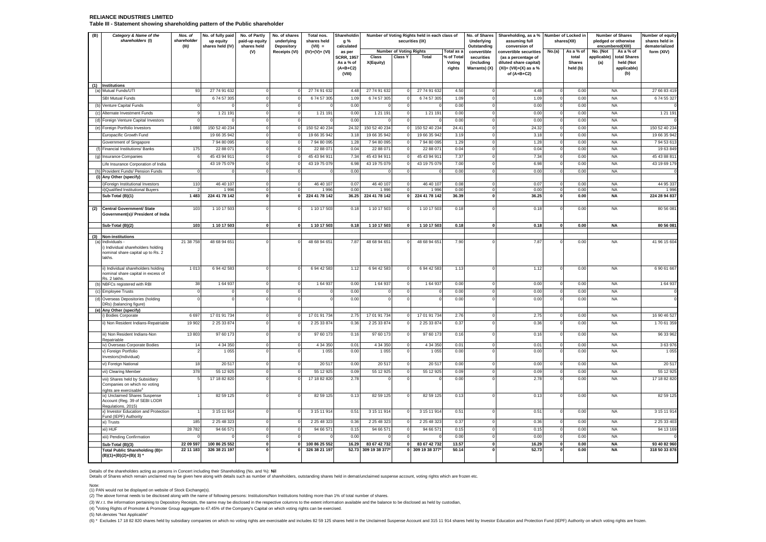**RELIANCE INDUSTRIES LIMITED**

**Table III - Statement showing shareholding pattern of the Public shareholder**

| (B) | Category & Name of the shareholders (I) | Nos. of shareholder (III) | No. of fully paid up equity shares held (IV) | No. of Partly paid-up equity shares held (V) | No. of shares underlying Depository Receipts (VI) | Total nos. shares held (VII) = (IV)+(V)+ (VI) | Shareholding % calculated as per SCRR, 1957 As a % of (A+B+C2) (VIII) | Number of Voting Rights held in each class of securities (IX) | | | | No. of Shares Underlying Outstanding convertible securities (including Warrants) (X) | Shareholding, as a % assuming full conversion of convertible securities (as a percentage of diluted share capital) (XI)= (VII)+(X) as a % of (A+B+C2) | Number of Locked in shares(XII) | | Number of Shares pledged or otherwise encumbered(XIII) | | Number of equity shares held in dematerialized form (XIV) |
|---|---|---|---|---|---|---|---|---|---|---|---|---|---|---|---|---|---|---|
| | | | | | | | | Number of Voting Rights | | | Total as a % of Total Voting rights | | | No.(a) | As a % of total Shares held (b) | No. (Not applicable) (a) | As a % of total Shares held (Not applicable) (b) | |
| | | | | | | | | Class X(Equity) | Class Y | Total | | | | | | | | |
| (1) | Institutions | | | | | | | | | | | | | | | | | |
| (a) | Mutual Funds/UTI | 93 | 27 74 91 632 | 0 | 0 | 27 74 91 632 | 4.48 | 27 74 91 632 | 0 | 27 74 91 632 | 4.50 | 0 | 4.48 | 0 | 0.00 | NA | | 27 66 83 419 |
| | SBI Mutual Funds | | 6 74 57 305 | 0 | 0 | 6 74 57 305 | 1.09 | 6 74 57 305 | 0 | 6 74 57 305 | 1.09 | 0 | 1.09 | 0 | 0.00 | NA | | 6 74 55 327 |
| (b) | Venture Capital Funds | 0 | 0 | 0 | 0 | 0 | 0.00 | 0 | 0 | 0 | 0.00 | 0 | 0.00 | 0 | 0.00 | NA | | 0 |
| (c) | Alternate Investment Funds | 9 | 1 21 191 | 0 | 0 | 1 21 191 | 0.00 | 1 21 191 | 0 | 1 21 191 | 0.00 | 0 | 0.00 | 0 | 0.00 | NA | | 1 21 191 |
| (d) | Foreign Venture Capital Investors | 0 | 0 | 0 | 0 | 0 | 0.00 | 0 | 0 | 0 | 0.00 | 0 | 0.00 | 0 | 0.00 | NA | | 0 |
| (e) | Foreign Portfolio Investors | 1 088 | 150 52 40 234 | 0 | 0 | 150 52 40 234 | 24.32 | 150 52 40 234 | 0 | 150 52 40 234 | 24.41 | 0 | 24.32 | 0 | 0.00 | NA | | 150 52 40 234 |
| | Europacific Growth Fund | | 19 66 35 942 | 0 | 0 | 19 66 35 942 | 3.18 | 19 66 35 942 | 0 | 19 66 35 942 | 3.19 | 0 | 3.18 | 0 | 0.00 | NA | | 19 66 35 942 |
| | Government of Singapore | | 7 94 80 095 | 0 | 0 | 7 94 80 095 | 1.28 | 7 94 80 095 | 0 | 7 94 80 095 | 1.29 | 0 | 1.28 | 0 | 0.00 | NA | | 7 94 53 613 |
| (f) | Financial Institutions/ Banks | 175 | 22 88 071 | 0 | 0 | 22 88 071 | 0.04 | 22 88 071 | 0 | 22 88 071 | 0.04 | 0 | 0.04 | 0 | 0.00 | NA | | 19 63 849 |
| (g) | Insurance Companies | 6 | 45 43 94 911 | 0 | 0 | 45 43 94 911 | 7.34 | 45 43 94 911 | 0 | 45 43 94 911 | 7.37 | 0 | 7.34 | 0 | 0.00 | NA | | 45 43 88 811 |
| | Life Insurance Corporation of India | | 43 19 75 079 | 0 | 0 | 43 19 75 079 | 6.98 | 43 19 75 079 | 0 | 43 19 75 079 | 7.00 | 0 | 6.98 | 0 | 0.00 | NA | | 43 19 69 179 |
| (h) | Provident Funds/ Pension Funds | 0 | 0 | 0 | 0 | 0 | 0.00 | 0 | 0 | 0 | 0.00 | 0 | 0.00 | 0 | 0.00 | NA | | 0 |
| (i) | Any Other (specify) | | | | | | | | | | | | | | | | | |
| | i)Foreign Institutional Investors | 110 | 46 40 107 | 0 | 0 | 46 40 107 | 0.07 | 46 40 107 | 0 | 46 40 107 | 0.08 | 0 | 0.07 | 0 | 0.00 | NA | | 44 95 337 |
| | ii)Qualified Institutional Buyers | 2 | 1 996 | 0 | 0 | 1 996 | 0.00 | 1 996 | 0 | 1 996 | 0.00 | 0 | 0.00 | 0 | 0.00 | NA | | 1 996 |
| | **Sub-Total (B)(1)** | **1 483** | **224 41 78 142** | **0** | **0** | **224 41 78 142** | **36.25** | **224 41 78 142** | **0** | **224 41 78 142** | **36.39** | **0** | **36.25** | **0** | **0.00** | **NA** | | **224 28 94 837** |
| (2) | **Central Government/ State Government(s)/ President of India** | 103 | 1 10 17 503 | 0 | 0 | 1 10 17 503 | 0.18 | 1 10 17 503 | 0 | 1 10 17 503 | 0.18 | 0 | 0.18 | 0 | 0.00 | NA | | 80 56 081 |
| | **Sub-Total (B)(2)** | **103** | **1 10 17 503** | **0** | **0** | **1 10 17 503** | **0.18** | **1 10 17 503** | **0** | **1 10 17 503** | **0.18** | **0** | **0.18** | **0** | **0.00** | **NA** | | **80 56 081** |
| (3) | **Non-institutions** | | | | | | | | | | | | | | | | | |
| (a) | Individuals - i) Individual shareholders holding nominal share capital up to Rs. 2 lakhs. | 21 38 758 | 48 68 94 651 | 0 | 0 | 48 68 94 651 | 7.87 | 48 68 94 651 | 0 | 48 68 94 651 | 7.90 | 0 | 7.87 | 0 | 0.00 | NA | | 41 96 15 604 |
| | ii) Individual shareholders holding nominal share capital in excess of Rs. 2 lakhs. | 1 013 | 6 94 42 583 | 0 | 0 | 6 94 42 583 | 1.12 | 6 94 42 583 | 0 | 6 94 42 583 | 1.13 | 0 | 1.12 | 0 | 0.00 | NA | | 6 90 61 667 |
| (b) | NBFCs registered with RBI | 38 | 1 64 937 | 0 | 0 | 1 64 937 | 0.00 | 1 64 937 | 0 | 1 64 937 | 0.00 | 0 | 0.00 | 0 | 0.00 | NA | | 1 64 937 |
| (c) | Employee Trusts | 0 | 0 | 0 | 0 | 0 | 0.00 | 0 | 0 | 0 | 0.00 | 0 | 0.00 | 0 | 0.00 | NA | | 0 |
| (d) | Overseas Depositories (holding DRs) (balancing figure) | 0 | 0 | 0 | 0 | 0 | 0.00 | 0 | 0 | 0 | 0.00 | 0 | 0.00 | 0 | 0.00 | NA | | 0 |
| (e) | Any Other (specify) | | | | | | | | | | | | | | | | | |
| | i) Bodies Corporate | 6 697 | 17 01 91 734 | 0 | 0 | 17 01 91 734 | 2.75 | 17 01 91 734 | 0 | 17 01 91 734 | 2.76 | 0 | 2.75 | 0 | 0.00 | NA | | 16 90 46 527 |
| | ii) Non Resident Indians-Repatriable | 19 902 | 2 25 33 874 | 0 | 0 | 2 25 33 874 | 0.36 | 2 25 33 874 | 0 | 2 25 33 874 | 0.37 | 0 | 0.36 | 0 | 0.00 | NA | | 1 70 61 359 |
| | iii) Non Resident Indians-Non Repatriable | 13 803 | 97 60 173 | 0 | 0 | 97 60 173 | 0.16 | 97 60 173 | 0 | 97 60 173 | 0.16 | 0 | 0.16 | 0 | 0.00 | NA | | 96 33 962 |
| | iv) Overseas Corporate Bodies | 14 | 4 34 350 | 0 | 0 | 4 34 350 | 0.01 | 4 34 350 | 0 | 4 34 350 | 0.01 | 0 | 0.01 | 0 | 0.00 | NA | | 3 63 976 |
| | v) Foreign Portfolio Investors(Individual) | 2 | 1 055 | 0 | 0 | 1 055 | 0.00 | 1 055 | 0 | 1 055 | 0.00 | 0 | 0.00 | 0 | 0.00 | NA | | 1 055 |
| | vi) Foreign National | 18 | 20 517 | 0 | 0 | 20 517 | 0.00 | 20 517 | 0 | 20 517 | 0.00 | 0 | 0.00 | 0 | 0.00 | NA | | 20 517 |
| | vii) Clearing Member | 378 | 55 12 925 | 0 | 0 | 55 12 925 | 0.09 | 55 12 925 | 0 | 55 12 925 | 0.09 | 0 | 0.09 | 0 | 0.00 | NA | | 55 12 925 |
| | viii) Shares held by Subsidiary Companies on which no voting rights are exercisable[#] | 5 | 17 18 82 820 | 0 | 0 | 17 18 82 820 | 2.78 | 0 | 0 | 0 | 0.00 | 0 | 2.78 | 0 | 0.00 | NA | | 17 18 82 820 |
| | ix) Unclaimed Shares Suspense Account (Reg. 39 of SEBI LODR Regulations, 2015) | 1 | 82 59 125 | 0 | 0 | 82 59 125 | 0.13 | 82 59 125 | 0 | 82 59 125 | 0.13 | 0 | 0.13 | 0 | 0.00 | NA | | 82 59 125 |
| | x) Investor Education and Protection Fund (IEPF) Authority | 1 | 3 15 11 914 | 0 | 0 | 3 15 11 914 | 0.51 | 3 15 11 914 | 0 | 3 15 11 914 | 0.51 | 0 | 0.51 | 0 | 0.00 | NA | | 3 15 11 914 |
| | xi) Trusts | 185 | 2 25 48 323 | 0 | 0 | 2 25 48 323 | 0.36 | 2 25 48 323 | 0 | 2 25 48 323 | 0.37 | 0 | 0.36 | 0 | 0.00 | NA | | 2 25 33 403 |
| | xii) HUF | 28 782 | 94 66 571 | 0 | 0 | 94 66 571 | 0.15 | 94 66 571 | 0 | 94 66 571 | 0.15 | 0 | 0.15 | 0 | 0.00 | NA | | 94 13 169 |
| | xiii) Pending Confirmation | 0 | 0 | 0 | 0 | 0 | 0.00 | 0 | 0 | 0 | 0.00 | 0 | 0.00 | 0 | 0.00 | NA | | 0 |
| | **Sub-Total (B)(3)** | **22 09 597** | **100 86 25 552** | **0** | **0** | **100 86 25 552** | **16.29** | **83 67 42 732** | **0** | **83 67 42 732** | **13.57** | **0** | **16.29** | **0** | **0.00** | **NA** | | **93 40 82 960** |
| | **Total Public Shareholding (B)= (B)(1)+(B)(2)+(B)( 3) \*** | **22 11 183** | **326 38 21 197** | **0** | **0** | **326 38 21 197** | **52.73** | **309 19 38 377\*** | **0** | **309 19 38 377\*** | **50.14** | **0** | **52.73** | **0** | **0.00** | **NA** | | **318 50 33 878** |

Details of the shareholders acting as persons in Concert including their Shareholding (No. and %): **Nil**

Details of Shares which remain unclaimed may be given here along with details such as number of shareholders, outstanding shares held in demat/unclaimed suspense account, voting rights which are frozen etc.

Note:

(1) PAN would not be displayed on website of Stock Exchange(s).

(2) The above format needs to be disclosed along with the name of following persons: Institutions/Non Institutions holding more than 1% of total number of shares.

(3) W.r.t. the information pertaining to Depository Receipts, the same may be disclosed in the respective columns to the extent information available and the balance to be disclosed as held by custodian,

(4) [#]Voting Rights of Promoter & Promoter Group aggregate to 47.45% of the Company's Capital on which voting rights can be exercised.

(5) NA denotes "Not Applicable"

(6) \* Excludes 17 18 82 820 shares held by subsidiary companies on which no voting rights are exercisable and includes 82 59 125 shares held in the Unclaimed Suspense Account and 315 11 914 shares held by Investor Education and Protection Fund (IEPF) Authority on which voting rights are frozen.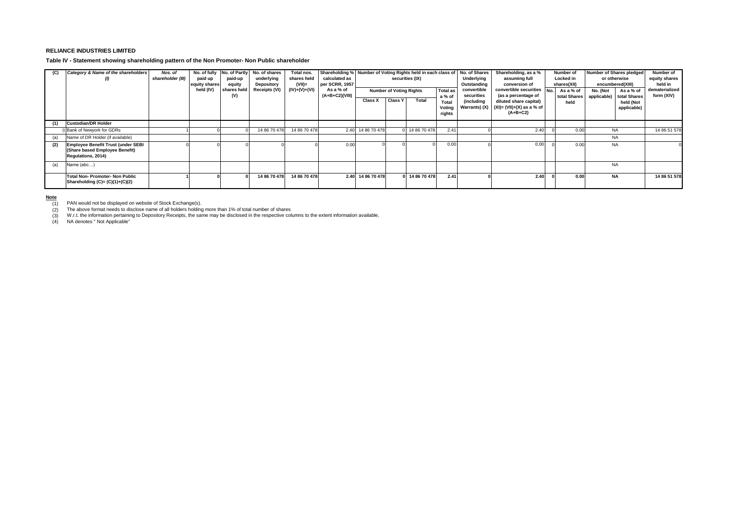**RELIANCE INDUSTRIES LIMITED**

**Table IV - Statement showing shareholding pattern of the Non Promoter- Non Public shareholder**

| (C) | Category & Name of the shareholders (I) | Nos. of shareholder (III) | No. of fully paid up equity shares held (IV) | No. of Partly paid-up equity shares held (V) | No. of shares underlying Depository Receipts (VI) | Total nos. shares held (VII)= (IV)+(V)+(VI) | Shareholding % calculated as per SCRR, 1957 As a % of (A+B+C2)(VIII) | Number of Voting Rights held in each class of securities (IX) | | | | No. of Shares Underlying Outstanding convertible securities (including Warrants) (X) | Shareholding, as a % assuming full conversion of convertible securities (as a percentage of diluted share capital) (XI)= (VII)+(X) as a % of (A+B+C2) | Number of Locked in shares(XII) | | Number of Shares pledged or otherwise encumbered(XIII) | | Number of equity shares held in dematerialized form (XIV) |
|---|---|---|---|---|---|---|---|---|---|---|---|---|---|---|---|---|---|---|
| | | | | | | | | Number of Voting Rights | | | Total as a % of Total Voting rights | | | No. | As a % of total Shares held | No. (Not applicable) | As a % of total Shares held (Not applicable) | |
| | | | | | | | | Class X | Class Y | Total | | | | | | | | |
| (1) | **Custodian/DR Holder** | | | | | | | | | | | | | | | | | |
| i) | Bank of Newyork for GDRs | 1 | 0 | 0 | 14 86 70 478 | 14 86 70 478 | 2.40 | 14 86 70 478 | 0 | 14 86 70 478 | 2.41 | 0 | 2.40 | 0 | 0.00 | NA | | 14 86 51 578 |
| (a) | Name of DR Holder (if available) | | | | | | | | | | | | | | | NA | | |
| (2) | **Employee Benefit Trust (under SEBI (Share based Employee Benefit) Regulations, 2014)** | 0 | 0 | 0 | 0 | 0 | 0.00 | 0 | 0 | 0 | 0.00 | 0 | 0.00 | 0 | 0.00 | NA | | 0 |
| (a) | Name (abc…) | | | | | | | | | | | | | | | NA | | |
| | **Total Non- Promoter- Non Public Shareholding (C)= (C)(1)+(C)(2)** | **1** | **0** | **0** | **14 86 70 478** | **14 86 70 478** | **2.40** | **14 86 70 478** | **0** | **14 86 70 478** | **2.41** | **0** | **2.40** | **0** | **0.00** | **NA** | | **14 86 51 578** |

**Note**

(1) PAN would not be displayed on website of Stock Exchange(s).

(2) The above format needs to disclose name of all holders holding more than 1% of total number of shares

(3) W.r.t. the information pertaining to Depository Receipts, the same may be disclosed in the respective columns to the extent information available,

(4) NA denotes " Not Applicable"